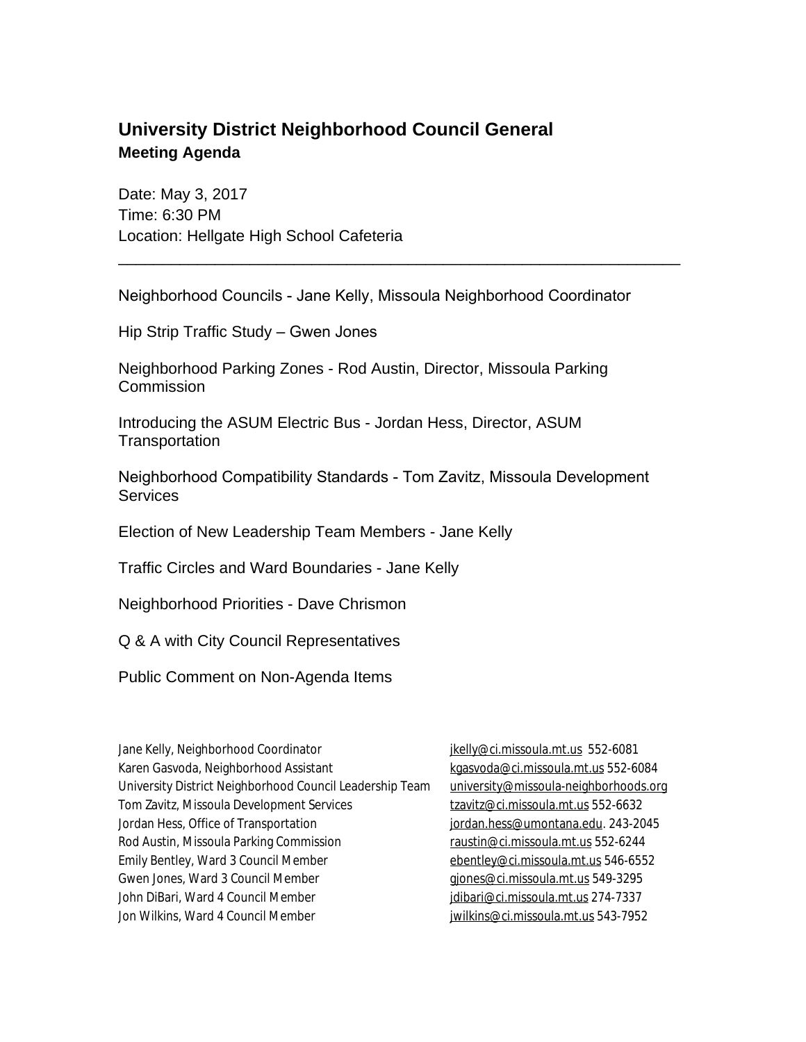# University District Neighborhood Council General
## Meeting Agenda

Date: May 3, 2017
Time: 6:30 PM
Location: Hellgate High School Cafeteria

---

Neighborhood Councils - Jane Kelly, Missoula Neighborhood Coordinator

Hip Strip Traffic Study – Gwen Jones

Neighborhood Parking Zones - Rod Austin, Director, Missoula Parking Commission

Introducing the ASUM Electric Bus - Jordan Hess, Director, ASUM Transportation

Neighborhood Compatibility Standards - Tom Zavitz, Missoula Development Services

Election of New Leadership Team Members - Jane Kelly

Traffic Circles and Ward Boundaries - Jane Kelly

Neighborhood Priorities - Dave Chrismon

Q & A with City Council Representatives

Public Comment on Non-Agenda Items

| | |
|---|---|
| Jane Kelly, Neighborhood Coordinator | jkelly@ci.missoula.mt.us 552-6081 |
| Karen Gasvoda, Neighborhood Assistant | kgasvoda@ci.missoula.mt.us 552-6084 |
| University District Neighborhood Council Leadership Team | university@missoula-neighborhoods.org |
| Tom Zavitz, Missoula Development Services | tzavitz@ci.missoula.mt.us 552-6632 |
| Jordan Hess, Office of Transportation | jordan.hess@umontana.edu. 243-2045 |
| Rod Austin, Missoula Parking Commission | raustin@ci.missoula.mt.us 552-6244 |
| Emily Bentley, Ward 3 Council Member | ebentley@ci.missoula.mt.us 546-6552 |
| Gwen Jones, Ward 3 Council Member | gjones@ci.missoula.mt.us 549-3295 |
| John DiBari, Ward 4 Council Member | jdibari@ci.missoula.mt.us 274-7337 |
| Jon Wilkins, Ward 4 Council Member | jwilkins@ci.missoula.mt.us 543-7952 |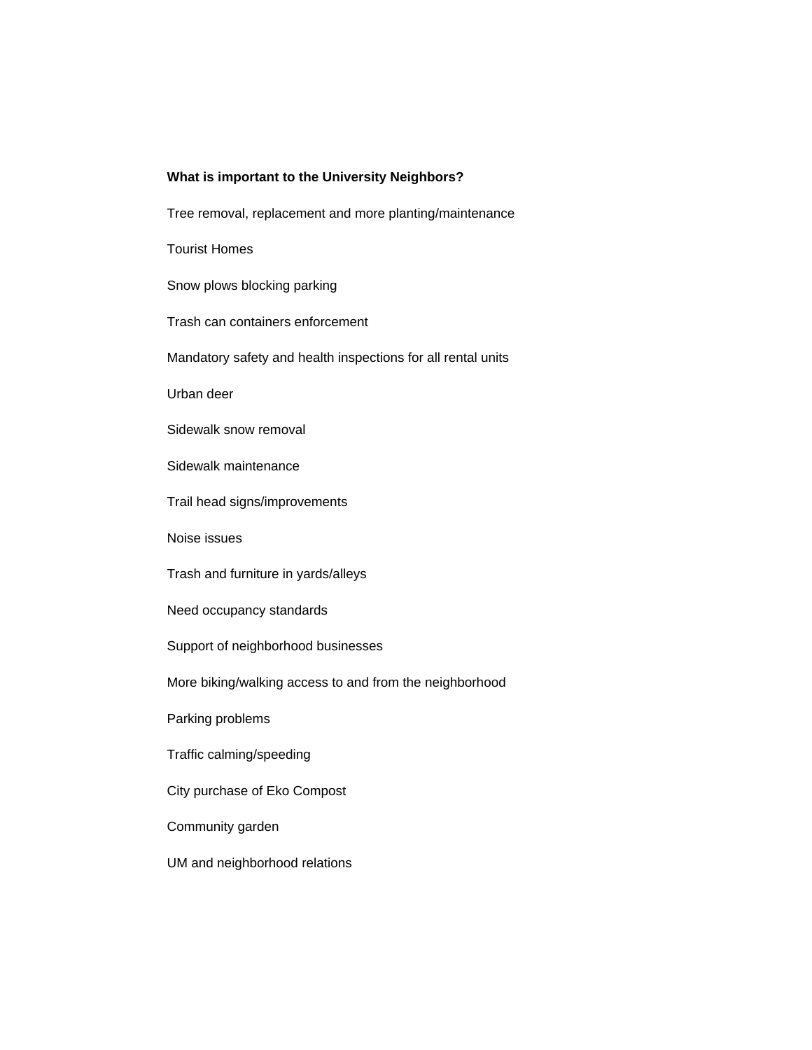**What is important to the University Neighbors?**

Tree removal, replacement and more planting/maintenance

Tourist Homes

Snow plows blocking parking

Trash can containers enforcement

Mandatory safety and health inspections for all rental units

Urban deer

Sidewalk snow removal

Sidewalk maintenance

Trail head signs/improvements

Noise issues

Trash and furniture in yards/alleys

Need occupancy standards

Support of neighborhood businesses

More biking/walking access to and from the neighborhood

Parking problems

Traffic calming/speeding

City purchase of Eko Compost

Community garden

UM and neighborhood relations